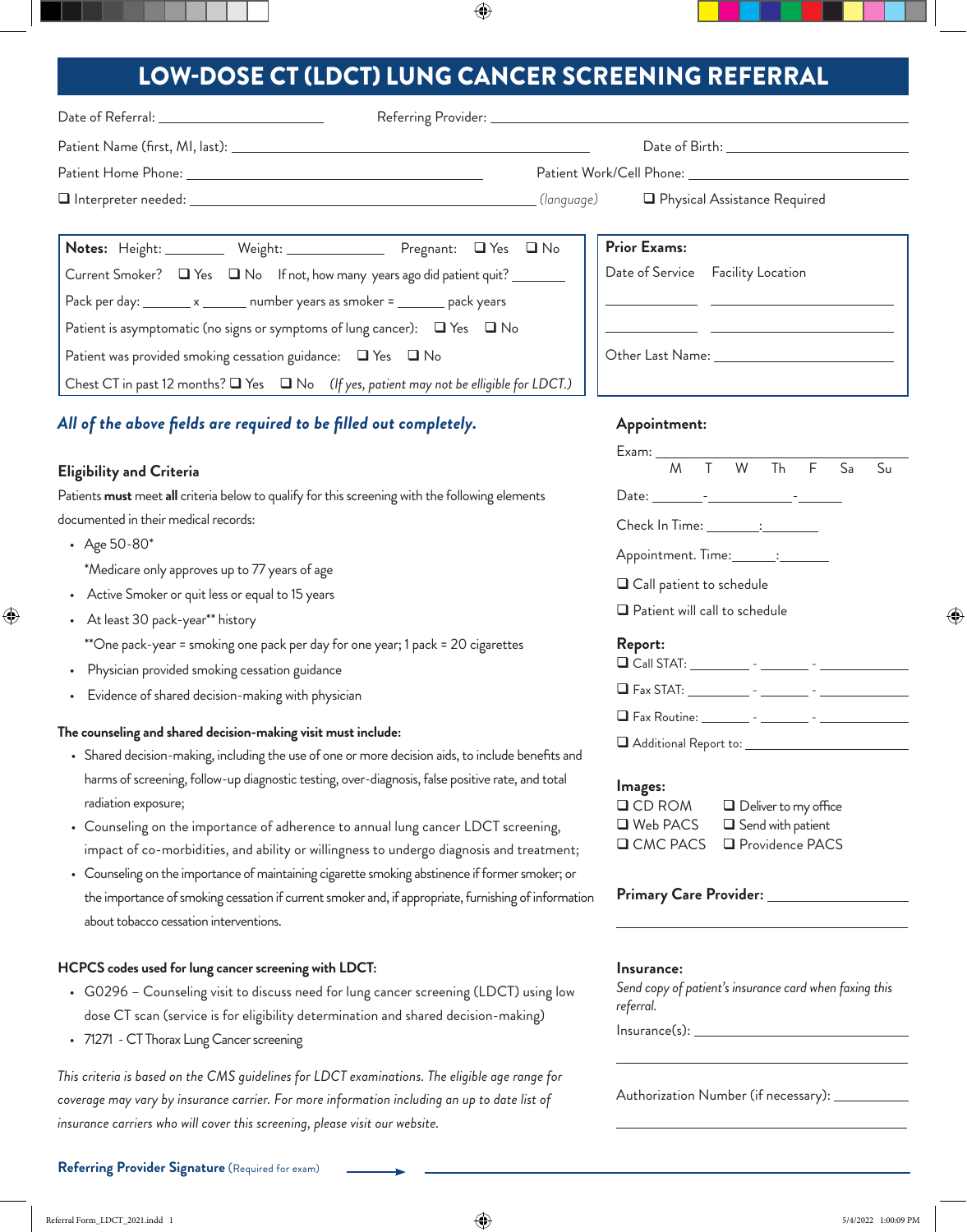# LOW-DOSE CT (LDCT) LUNG CANCER SCREENING REFERRAL

Date of Referral: ____________________ Referring Provider: ____________________________________________

Patient Name (first, MI, last): ____________________________________________ Date of Birth: ________________

Patient Home Phone: ______________________________ Patient Work/Cell Phone: ______________________

❑ Interpreter needed: ______________________________ *(language)* ❑ Physical Assistance Required

**Notes:** Height: ________ Weight: ____________ Pregnant: ❑ Yes ❑ No

Current Smoker? ❑ Yes ❑ No If not, how many years ago did patient quit? ________

Pack per day: _______ x ______ number years as smoker = _______ pack years

Patient is asymptomatic (no signs or symptoms of lung cancer): ❑ Yes ❑ No

Patient was provided smoking cessation guidance: ❑ Yes ❑ No

Chest CT in past 12 months? ❑ Yes ❑ No *(If yes, patient may not be elligible for LDCT.)*

**Prior Exams:**

| Date of Service | Facility Location |
|---|---|
| ____________ | ____________________ |
| ____________ | ____________________ |

Other Last Name: ____________________

***All of the above fields are required to be filled out completely.***

### Eligibility and Criteria

Patients **must** meet **all** criteria below to qualify for this screening with the following elements documented in their medical records:

- Age 50-80*
  *Medicare only approves up to 77 years of age
- Active Smoker or quit less or equal to 15 years
- At least 30 pack-year** history
  **One pack-year = smoking one pack per day for one year; 1 pack = 20 cigarettes
- Physician provided smoking cessation guidance
- Evidence of shared decision-making with physician

**The counseling and shared decision-making visit must include:**

- Shared decision-making, including the use of one or more decision aids, to include benefits and harms of screening, follow-up diagnostic testing, over-diagnosis, false positive rate, and total radiation exposure;
- Counseling on the importance of adherence to annual lung cancer LDCT screening, impact of co-morbidities, and ability or willingness to undergo diagnosis and treatment;
- Counseling on the importance of maintaining cigarette smoking abstinence if former smoker; or the importance of smoking cessation if current smoker and, if appropriate, furnishing of information about tobacco cessation interventions.

**HCPCS codes used for lung cancer screening with LDCT:**

- G0296 – Counseling visit to discuss need for lung cancer screening (LDCT) using low dose CT scan (service is for eligibility determination and shared decision-making)
- 71271 - CT Thorax Lung Cancer screening

*This criteria is based on the CMS guidelines for LDCT examinations. The eligible age range for coverage may vary by insurance carrier. For more information including an up to date list of insurance carriers who will cover this screening, please visit our website.*

### Appointment:

Exam: ______________________________

M T W Th F Sa Su

Date: _______-____________-_______

Check In Time: ________:________

Appointment. Time:______:_______

❑ Call patient to schedule

❑ Patient will call to schedule

### Report:

❑ Call STAT: ________ - _______ - __________

❑ Fax STAT: ________ - _______ - __________

❑ Fax Routine: _______ - _______ - __________

❑ Additional Report to: ____________________

### Images:

❑ CD ROM ❑ Deliver to my office
❑ Web PACS ❑ Send with patient
❑ CMC PACS ❑ Providence PACS

**Primary Care Provider:** ____________________

### Insurance:

*Send copy of patient's insurance card when faxing this referral.*

Insurance(s): ____________________

Authorization Number (if necessary): __________

**Referring Provider Signature** (Required for exam) → ______________________________________________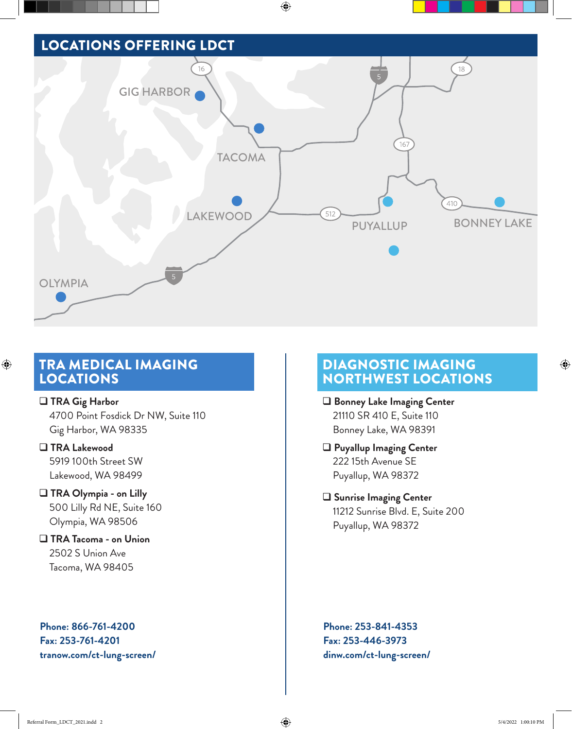# LOCATIONS OFFERING LDCT

GIG HARBOR

TACOMA

LAKEWOOD

PUYALLUP

BONNEY LAKE

OLYMPIA

16

5

18

167

512

410

5

## TRA MEDICAL IMAGING LOCATIONS

- ❑ **TRA Gig Harbor**
  4700 Point Fosdick Dr NW, Suite 110
  Gig Harbor, WA 98335
- ❑ **TRA Lakewood**
  5919 100th Street SW
  Lakewood, WA 98499
- ❑ **TRA Olympia - on Lilly**
  500 Lilly Rd NE, Suite 160
  Olympia, WA 98506
- ❑ **TRA Tacoma - on Union**
  2502 S Union Ave
  Tacoma, WA 98405

**Phone: 866-761-4200**
**Fax: 253-761-4201**
**tranow.com/ct-lung-screen/**

## DIAGNOSTIC IMAGING NORTHWEST LOCATIONS

- ❑ **Bonney Lake Imaging Center**
  21110 SR 410 E, Suite 110
  Bonney Lake, WA 98391
- ❑ **Puyallup Imaging Center**
  222 15th Avenue SE
  Puyallup, WA 98372
- ❑ **Sunrise Imaging Center**
  11212 Sunrise Blvd. E, Suite 200
  Puyallup, WA 98372

**Phone: 253-841-4353**
**Fax: 253-446-3973**
**dinw.com/ct-lung-screen/**